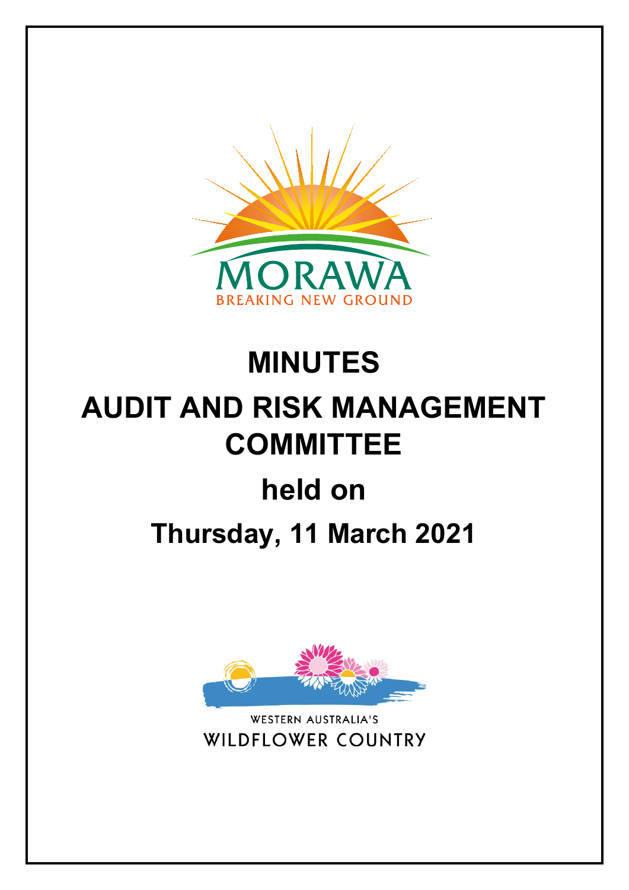MORAWA

BREAKING NEW GROUND

# MINUTES

# AUDIT AND RISK MANAGEMENT COMMITTEE

# held on

# Thursday, 11 March 2021

WESTERN AUSTRALIA'S

WILDFLOWER COUNTRY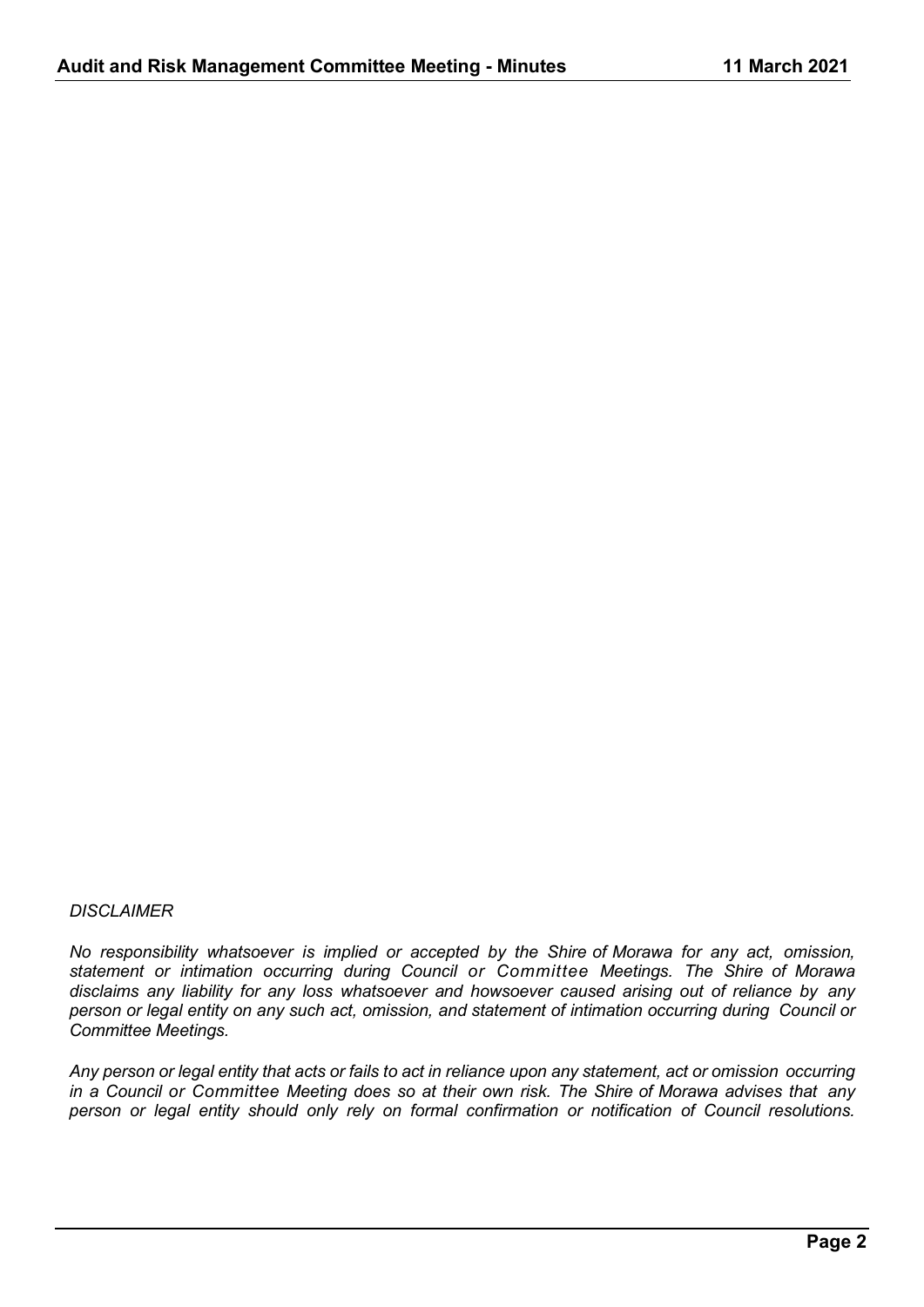*DISCLAIMER*

*No responsibility whatsoever is implied or accepted by the Shire of Morawa for any act, omission, statement or intimation occurring during Council or Committee Meetings. The Shire of Morawa disclaims any liability for any loss whatsoever and howsoever caused arising out of reliance by any person or legal entity on any such act, omission, and statement of intimation occurring during Council or Committee Meetings.*

*Any person or legal entity that acts or fails to act in reliance upon any statement, act or omission occurring in a Council or Committee Meeting does so at their own risk. The Shire of Morawa advises that any person or legal entity should only rely on formal confirmation or notification of Council resolutions.*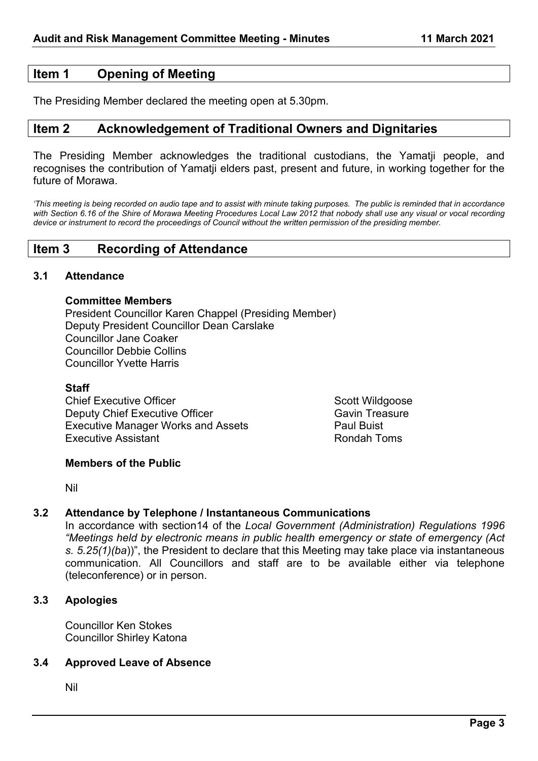## Item 1 Opening of Meeting

The Presiding Member declared the meeting open at 5.30pm.

## Item 2 Acknowledgement of Traditional Owners and Dignitaries

The Presiding Member acknowledges the traditional custodians, the Yamatji people, and recognises the contribution of Yamatji elders past, present and future, in working together for the future of Morawa.

*'This meeting is being recorded on audio tape and to assist with minute taking purposes. The public is reminded that in accordance with Section 6.16 of the Shire of Morawa Meeting Procedures Local Law 2012 that nobody shall use any visual or vocal recording device or instrument to record the proceedings of Council without the written permission of the presiding member.*

## Item 3 Recording of Attendance

### 3.1 Attendance

**Committee Members**
President Councillor Karen Chappel (Presiding Member)
Deputy President Councillor Dean Carslake
Councillor Jane Coaker
Councillor Debbie Collins
Councillor Yvette Harris

**Staff**

| | |
|---|---|
| Chief Executive Officer | Scott Wildgoose |
| Deputy Chief Executive Officer | Gavin Treasure |
| Executive Manager Works and Assets | Paul Buist |
| Executive Assistant | Rondah Toms |

**Members of the Public**

Nil

### 3.2 Attendance by Telephone / Instantaneous Communications

In accordance with section14 of the *Local Government (Administration) Regulations 1996 "Meetings held by electronic means in public health emergency or state of emergency (Act s. 5.25(1)(ba*))", the President to declare that this Meeting may take place via instantaneous communication. All Councillors and staff are to be available either via telephone (teleconference) or in person.

### 3.3 Apologies

Councillor Ken Stokes
Councillor Shirley Katona

### 3.4 Approved Leave of Absence

Nil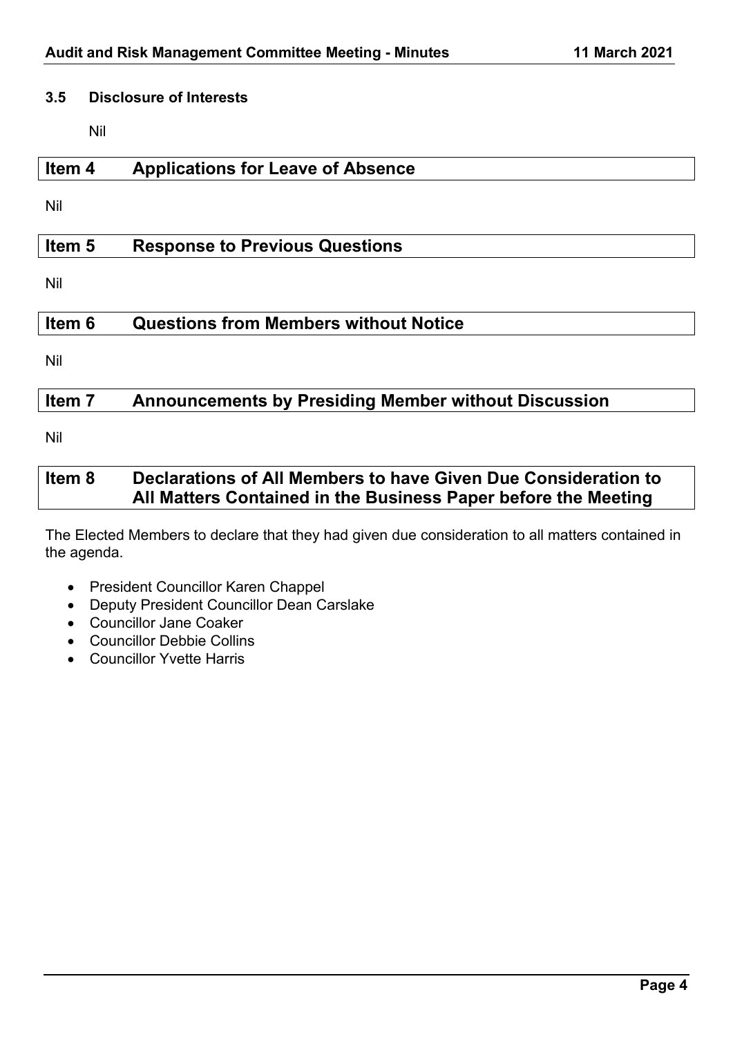### 3.5 Disclosure of Interests

Nil

## Item 4 Applications for Leave of Absence

Nil

## Item 5 Response to Previous Questions

Nil

## Item 6 Questions from Members without Notice

Nil

## Item 7 Announcements by Presiding Member without Discussion

Nil

## Item 8 Declarations of All Members to have Given Due Consideration to All Matters Contained in the Business Paper before the Meeting

The Elected Members to declare that they had given due consideration to all matters contained in the agenda.

- President Councillor Karen Chappel
- Deputy President Councillor Dean Carslake
- Councillor Jane Coaker
- Councillor Debbie Collins
- Councillor Yvette Harris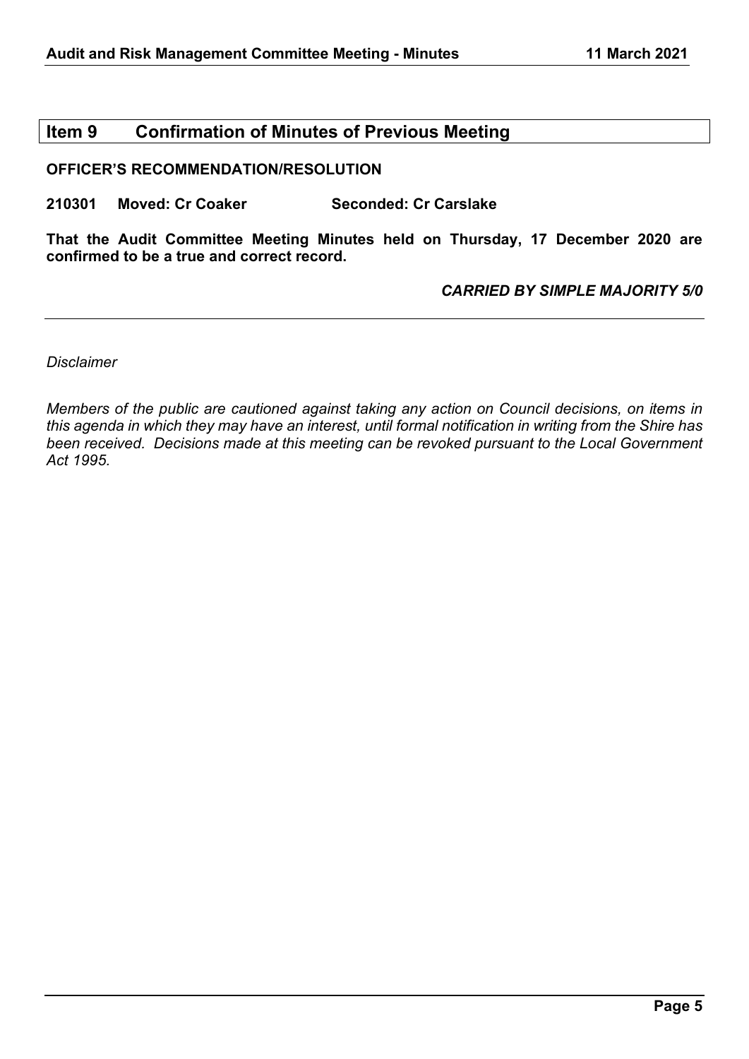## Item 9 Confirmation of Minutes of Previous Meeting

**OFFICER'S RECOMMENDATION/RESOLUTION**

**210301 Moved: Cr Coaker Seconded: Cr Carslake**

**That the Audit Committee Meeting Minutes held on Thursday, 17 December 2020 are confirmed to be a true and correct record.**

***CARRIED BY SIMPLE MAJORITY 5/0***

---

*Disclaimer*

*Members of the public are cautioned against taking any action on Council decisions, on items in this agenda in which they may have an interest, until formal notification in writing from the Shire has been received. Decisions made at this meeting can be revoked pursuant to the Local Government Act 1995.*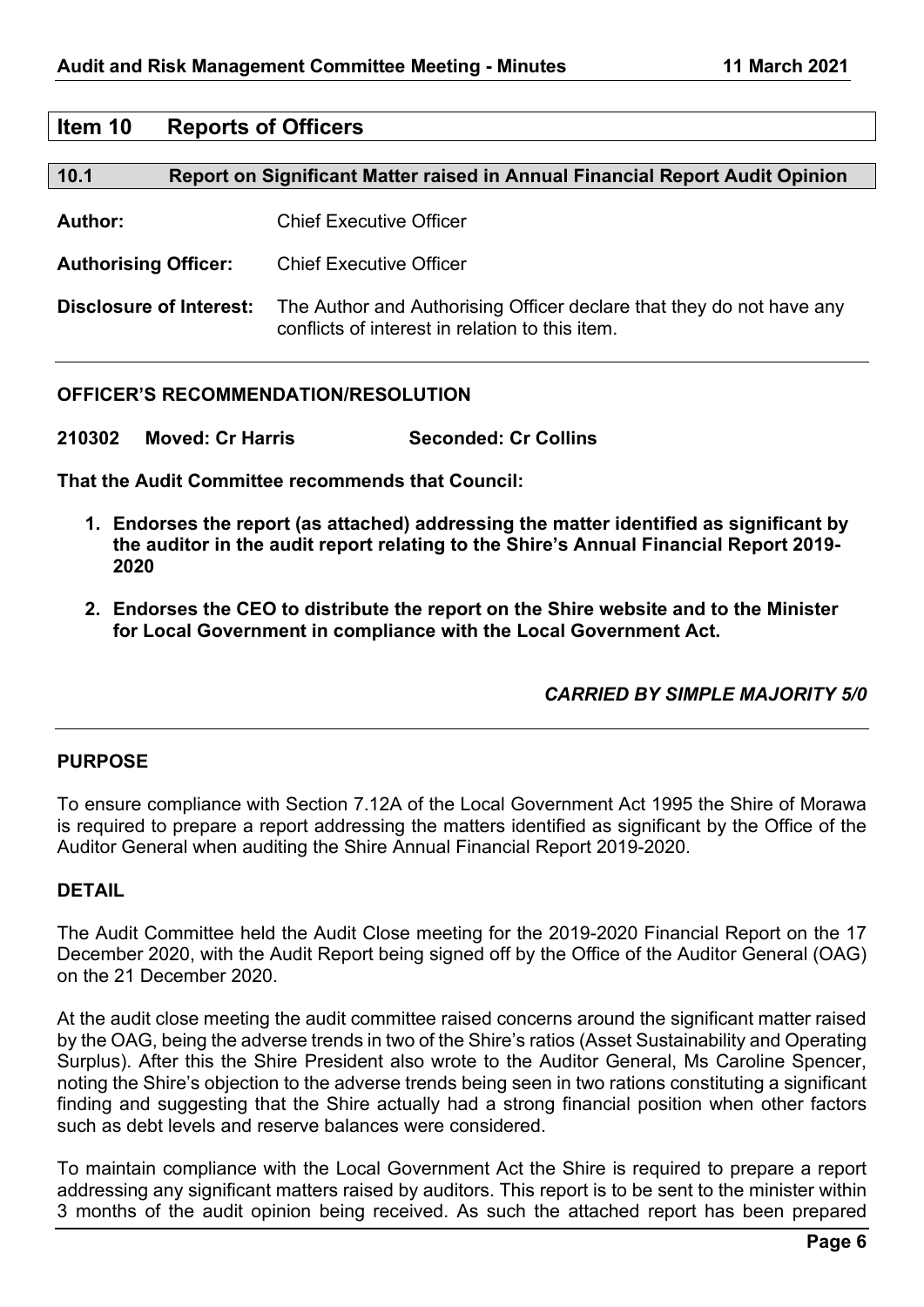## Item 10 Reports of Officers

### 10.1 Report on Significant Matter raised in Annual Financial Report Audit Opinion

**Author:** Chief Executive Officer

**Authorising Officer:** Chief Executive Officer

**Disclosure of Interest:** The Author and Authorising Officer declare that they do not have any conflicts of interest in relation to this item.

---

**OFFICER'S RECOMMENDATION/RESOLUTION**

**210302 Moved: Cr Harris Seconded: Cr Collins**

**That the Audit Committee recommends that Council:**

1. **Endorses the report (as attached) addressing the matter identified as significant by the auditor in the audit report relating to the Shire's Annual Financial Report 2019-2020**
2. **Endorses the CEO to distribute the report on the Shire website and to the Minister for Local Government in compliance with the Local Government Act.**

***CARRIED BY SIMPLE MAJORITY 5/0***

---

**PURPOSE**

To ensure compliance with Section 7.12A of the Local Government Act 1995 the Shire of Morawa is required to prepare a report addressing the matters identified as significant by the Office of the Auditor General when auditing the Shire Annual Financial Report 2019-2020.

**DETAIL**

The Audit Committee held the Audit Close meeting for the 2019-2020 Financial Report on the 17 December 2020, with the Audit Report being signed off by the Office of the Auditor General (OAG) on the 21 December 2020.

At the audit close meeting the audit committee raised concerns around the significant matter raised by the OAG, being the adverse trends in two of the Shire's ratios (Asset Sustainability and Operating Surplus). After this the Shire President also wrote to the Auditor General, Ms Caroline Spencer, noting the Shire's objection to the adverse trends being seen in two rations constituting a significant finding and suggesting that the Shire actually had a strong financial position when other factors such as debt levels and reserve balances were considered.

To maintain compliance with the Local Government Act the Shire is required to prepare a report addressing any significant matters raised by auditors. This report is to be sent to the minister within 3 months of the audit opinion being received. As such the attached report has been prepared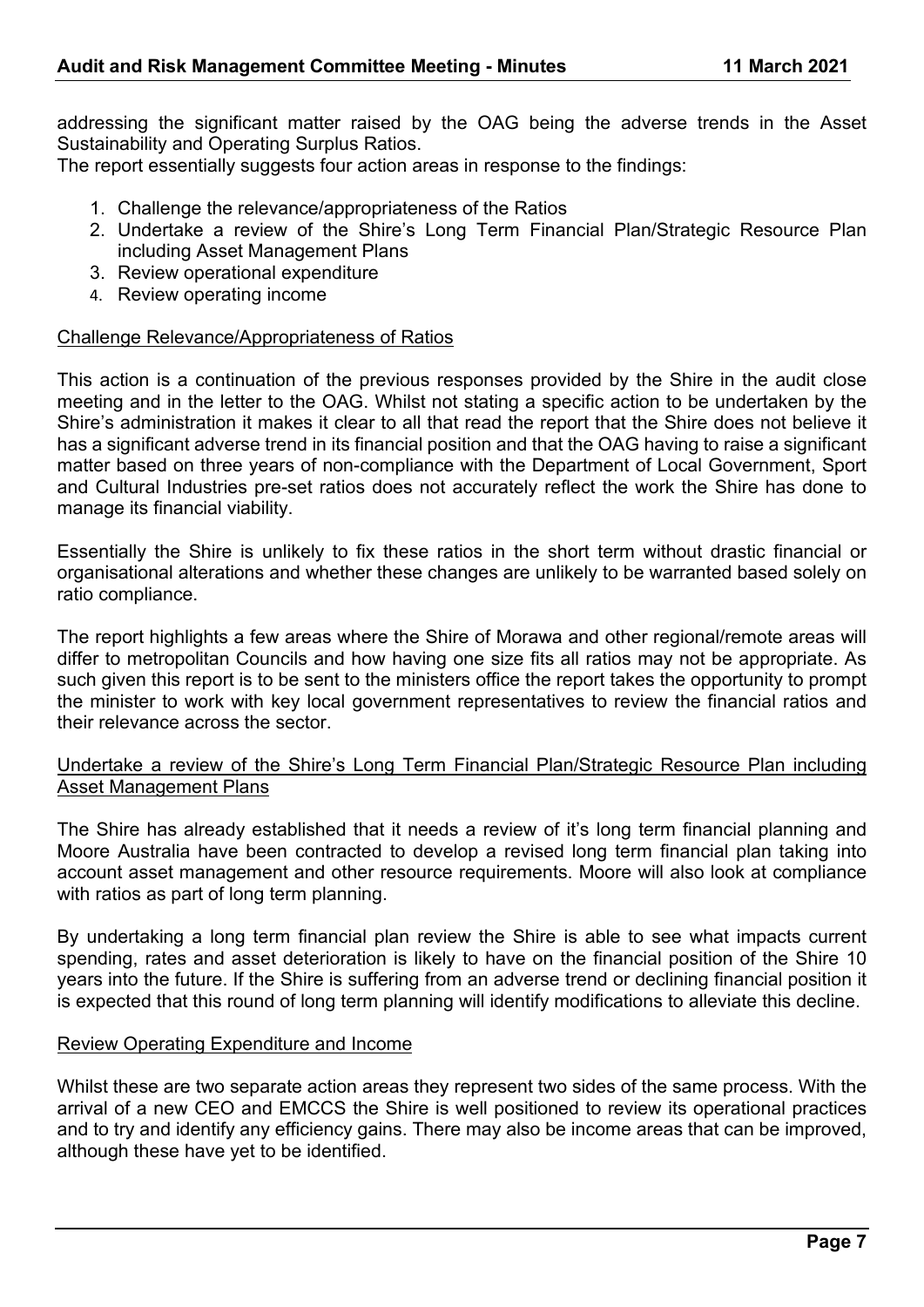addressing the significant matter raised by the OAG being the adverse trends in the Asset Sustainability and Operating Surplus Ratios.

The report essentially suggests four action areas in response to the findings:

1. Challenge the relevance/appropriateness of the Ratios
2. Undertake a review of the Shire's Long Term Financial Plan/Strategic Resource Plan including Asset Management Plans
3. Review operational expenditure
4. Review operating income

Challenge Relevance/Appropriateness of Ratios

This action is a continuation of the previous responses provided by the Shire in the audit close meeting and in the letter to the OAG. Whilst not stating a specific action to be undertaken by the Shire's administration it makes it clear to all that read the report that the Shire does not believe it has a significant adverse trend in its financial position and that the OAG having to raise a significant matter based on three years of non-compliance with the Department of Local Government, Sport and Cultural Industries pre-set ratios does not accurately reflect the work the Shire has done to manage its financial viability.

Essentially the Shire is unlikely to fix these ratios in the short term without drastic financial or organisational alterations and whether these changes are unlikely to be warranted based solely on ratio compliance.

The report highlights a few areas where the Shire of Morawa and other regional/remote areas will differ to metropolitan Councils and how having one size fits all ratios may not be appropriate. As such given this report is to be sent to the ministers office the report takes the opportunity to prompt the minister to work with key local government representatives to review the financial ratios and their relevance across the sector.

Undertake a review of the Shire's Long Term Financial Plan/Strategic Resource Plan including Asset Management Plans

The Shire has already established that it needs a review of it's long term financial planning and Moore Australia have been contracted to develop a revised long term financial plan taking into account asset management and other resource requirements. Moore will also look at compliance with ratios as part of long term planning.

By undertaking a long term financial plan review the Shire is able to see what impacts current spending, rates and asset deterioration is likely to have on the financial position of the Shire 10 years into the future. If the Shire is suffering from an adverse trend or declining financial position it is expected that this round of long term planning will identify modifications to alleviate this decline.

Review Operating Expenditure and Income

Whilst these are two separate action areas they represent two sides of the same process. With the arrival of a new CEO and EMCCS the Shire is well positioned to review its operational practices and to try and identify any efficiency gains. There may also be income areas that can be improved, although these have yet to be identified.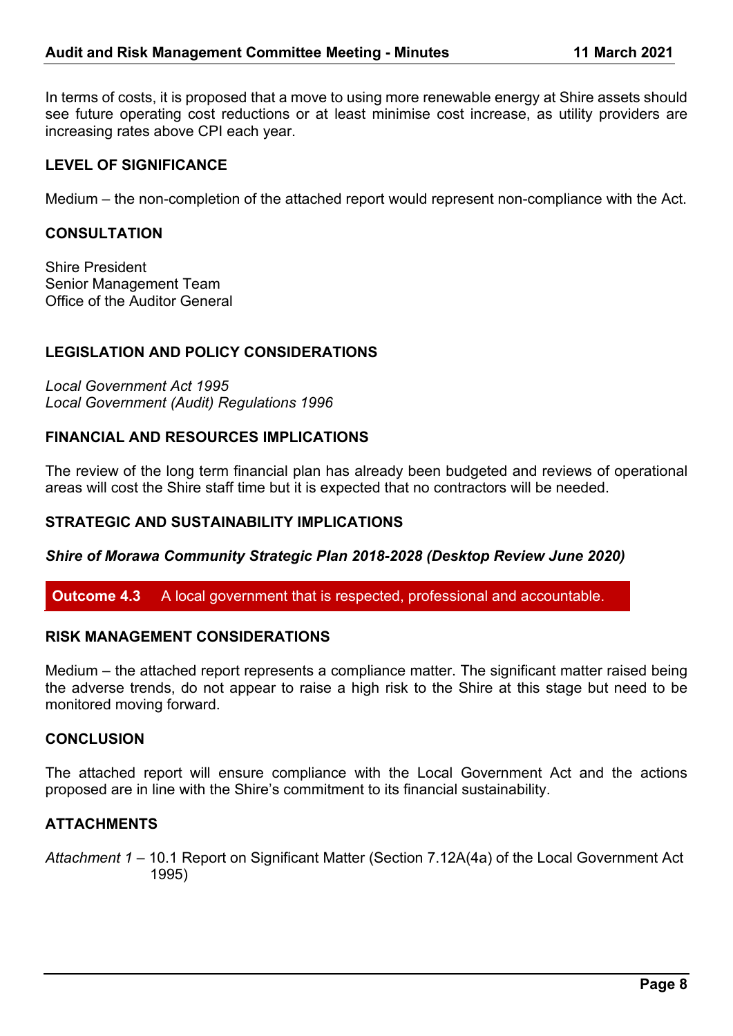In terms of costs, it is proposed that a move to using more renewable energy at Shire assets should see future operating cost reductions or at least minimise cost increase, as utility providers are increasing rates above CPI each year.

## LEVEL OF SIGNIFICANCE

Medium – the non-completion of the attached report would represent non-compliance with the Act.

## CONSULTATION

Shire President
Senior Management Team
Office of the Auditor General

## LEGISLATION AND POLICY CONSIDERATIONS

*Local Government Act 1995*
*Local Government (Audit) Regulations 1996*

## FINANCIAL AND RESOURCES IMPLICATIONS

The review of the long term financial plan has already been budgeted and reviews of operational areas will cost the Shire staff time but it is expected that no contractors will be needed.

## STRATEGIC AND SUSTAINABILITY IMPLICATIONS

***Shire of Morawa Community Strategic Plan 2018-2028 (Desktop Review June 2020)***

**Outcome 4.3** A local government that is respected, professional and accountable.

## RISK MANAGEMENT CONSIDERATIONS

Medium – the attached report represents a compliance matter. The significant matter raised being the adverse trends, do not appear to raise a high risk to the Shire at this stage but need to be monitored moving forward.

## CONCLUSION

The attached report will ensure compliance with the Local Government Act and the actions proposed are in line with the Shire's commitment to its financial sustainability.

## ATTACHMENTS

*Attachment 1* – 10.1 Report on Significant Matter (Section 7.12A(4a) of the Local Government Act 1995)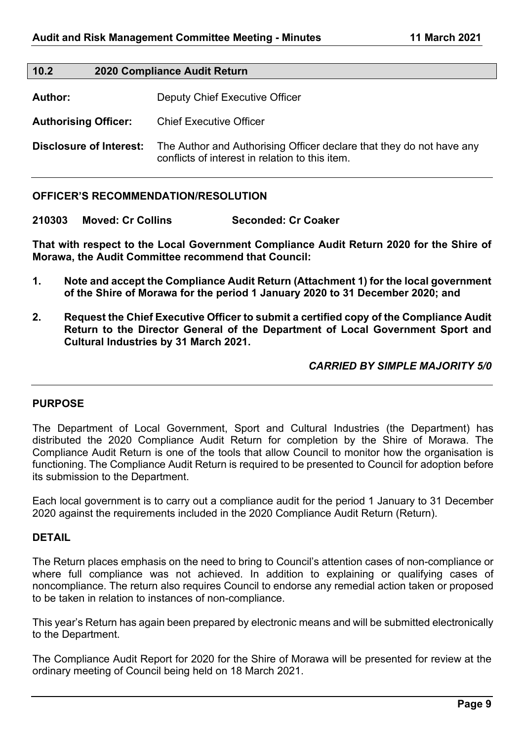## 10.2 2020 Compliance Audit Return

**Author:** Deputy Chief Executive Officer

**Authorising Officer:** Chief Executive Officer

**Disclosure of Interest:** The Author and Authorising Officer declare that they do not have any conflicts of interest in relation to this item.

### OFFICER'S RECOMMENDATION/RESOLUTION

**210303 Moved: Cr Collins Seconded: Cr Coaker**

**That with respect to the Local Government Compliance Audit Return 2020 for the Shire of Morawa, the Audit Committee recommend that Council:**

1. **Note and accept the Compliance Audit Return (Attachment 1) for the local government of the Shire of Morawa for the period 1 January 2020 to 31 December 2020; and**
2. **Request the Chief Executive Officer to submit a certified copy of the Compliance Audit Return to the Director General of the Department of Local Government Sport and Cultural Industries by 31 March 2021.**

***CARRIED BY SIMPLE MAJORITY 5/0***

### PURPOSE

The Department of Local Government, Sport and Cultural Industries (the Department) has distributed the 2020 Compliance Audit Return for completion by the Shire of Morawa. The Compliance Audit Return is one of the tools that allow Council to monitor how the organisation is functioning. The Compliance Audit Return is required to be presented to Council for adoption before its submission to the Department.

Each local government is to carry out a compliance audit for the period 1 January to 31 December 2020 against the requirements included in the 2020 Compliance Audit Return (Return).

### DETAIL

The Return places emphasis on the need to bring to Council's attention cases of non-compliance or where full compliance was not achieved. In addition to explaining or qualifying cases of noncompliance. The return also requires Council to endorse any remedial action taken or proposed to be taken in relation to instances of non-compliance.

This year's Return has again been prepared by electronic means and will be submitted electronically to the Department.

The Compliance Audit Report for 2020 for the Shire of Morawa will be presented for review at the ordinary meeting of Council being held on 18 March 2021.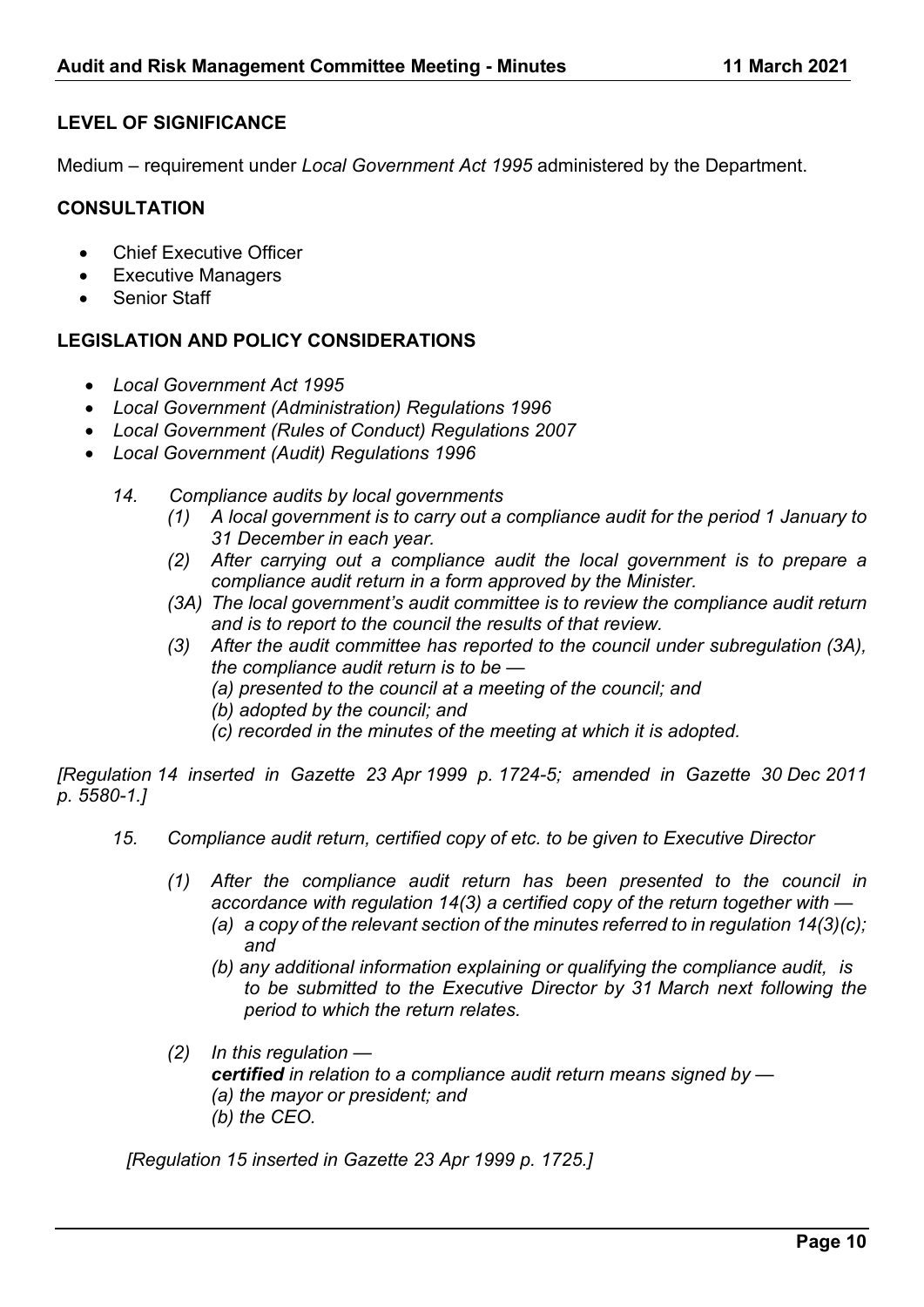**LEVEL OF SIGNIFICANCE**

Medium – requirement under *Local Government Act 1995* administered by the Department.

**CONSULTATION**

- Chief Executive Officer
- Executive Managers
- Senior Staff

**LEGISLATION AND POLICY CONSIDERATIONS**

- *Local Government Act 1995*
- *Local Government (Administration) Regulations 1996*
- *Local Government (Rules of Conduct) Regulations 2007*
- *Local Government (Audit) Regulations 1996*

*14. Compliance audits by local governments*

*(1) A local government is to carry out a compliance audit for the period 1 January to 31 December in each year.*

*(2) After carrying out a compliance audit the local government is to prepare a compliance audit return in a form approved by the Minister.*

*(3A) The local government's audit committee is to review the compliance audit return and is to report to the council the results of that review.*

*(3) After the audit committee has reported to the council under subregulation (3A), the compliance audit return is to be —*

*(a) presented to the council at a meeting of the council; and*

*(b) adopted by the council; and*

*(c) recorded in the minutes of the meeting at which it is adopted.*

*[Regulation 14 inserted in Gazette 23 Apr 1999 p. 1724-5; amended in Gazette 30 Dec 2011 p. 5580-1.]*

*15. Compliance audit return, certified copy of etc. to be given to Executive Director*

*(1) After the compliance audit return has been presented to the council in accordance with regulation 14(3) a certified copy of the return together with —*

*(a) a copy of the relevant section of the minutes referred to in regulation 14(3)(c); and*

*(b) any additional information explaining or qualifying the compliance audit, is to be submitted to the Executive Director by 31 March next following the period to which the return relates.*

*(2) In this regulation —*

***certified** in relation to a compliance audit return means signed by —*

*(a) the mayor or president; and*

*(b) the CEO.*

*[Regulation 15 inserted in Gazette 23 Apr 1999 p. 1725.]*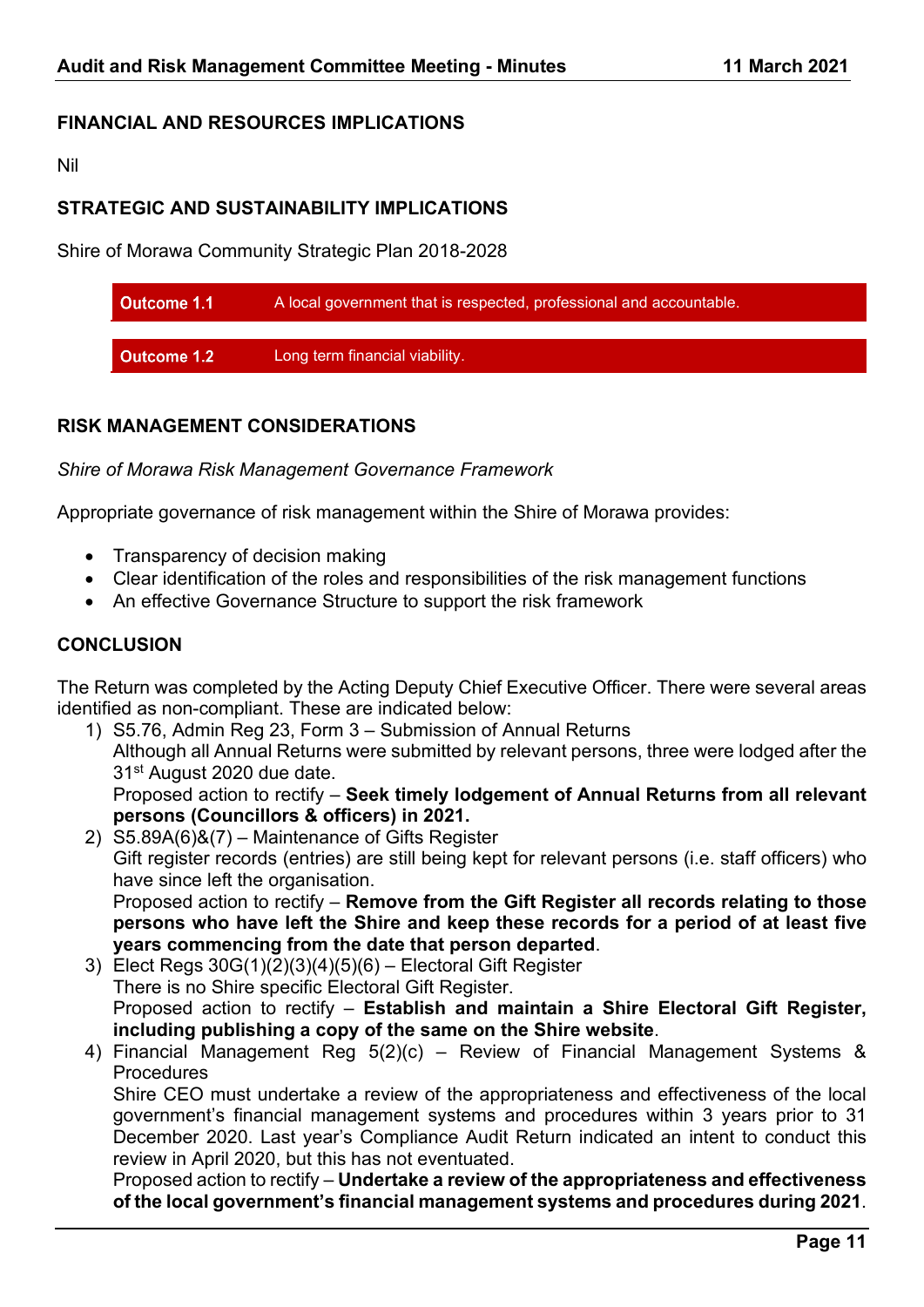## FINANCIAL AND RESOURCES IMPLICATIONS

Nil

## STRATEGIC AND SUSTAINABILITY IMPLICATIONS

Shire of Morawa Community Strategic Plan 2018-2028

| | |
|---|---|
| **Outcome 1.1** | A local government that is respected, professional and accountable. |
| **Outcome 1.2** | Long term financial viability. |

## RISK MANAGEMENT CONSIDERATIONS

*Shire of Morawa Risk Management Governance Framework*

Appropriate governance of risk management within the Shire of Morawa provides:

- Transparency of decision making
- Clear identification of the roles and responsibilities of the risk management functions
- An effective Governance Structure to support the risk framework

## CONCLUSION

The Return was completed by the Acting Deputy Chief Executive Officer. There were several areas identified as non-compliant. These are indicated below:

1) S5.76, Admin Reg 23, Form 3 – Submission of Annual Returns
   Although all Annual Returns were submitted by relevant persons, three were lodged after the 31st August 2020 due date.
   Proposed action to rectify – **Seek timely lodgement of Annual Returns from all relevant persons (Councillors & officers) in 2021.**
2) S5.89A(6)&(7) – Maintenance of Gifts Register
   Gift register records (entries) are still being kept for relevant persons (i.e. staff officers) who have since left the organisation.
   Proposed action to rectify – **Remove from the Gift Register all records relating to those persons who have left the Shire and keep these records for a period of at least five years commencing from the date that person departed**.
3) Elect Regs 30G(1)(2)(3)(4)(5)(6) – Electoral Gift Register
   There is no Shire specific Electoral Gift Register.
   Proposed action to rectify – **Establish and maintain a Shire Electoral Gift Register, including publishing a copy of the same on the Shire website**.
4) Financial Management Reg 5(2)(c) – Review of Financial Management Systems & Procedures
   Shire CEO must undertake a review of the appropriateness and effectiveness of the local government's financial management systems and procedures within 3 years prior to 31 December 2020. Last year's Compliance Audit Return indicated an intent to conduct this review in April 2020, but this has not eventuated.
   Proposed action to rectify – **Undertake a review of the appropriateness and effectiveness of the local government's financial management systems and procedures during 2021**.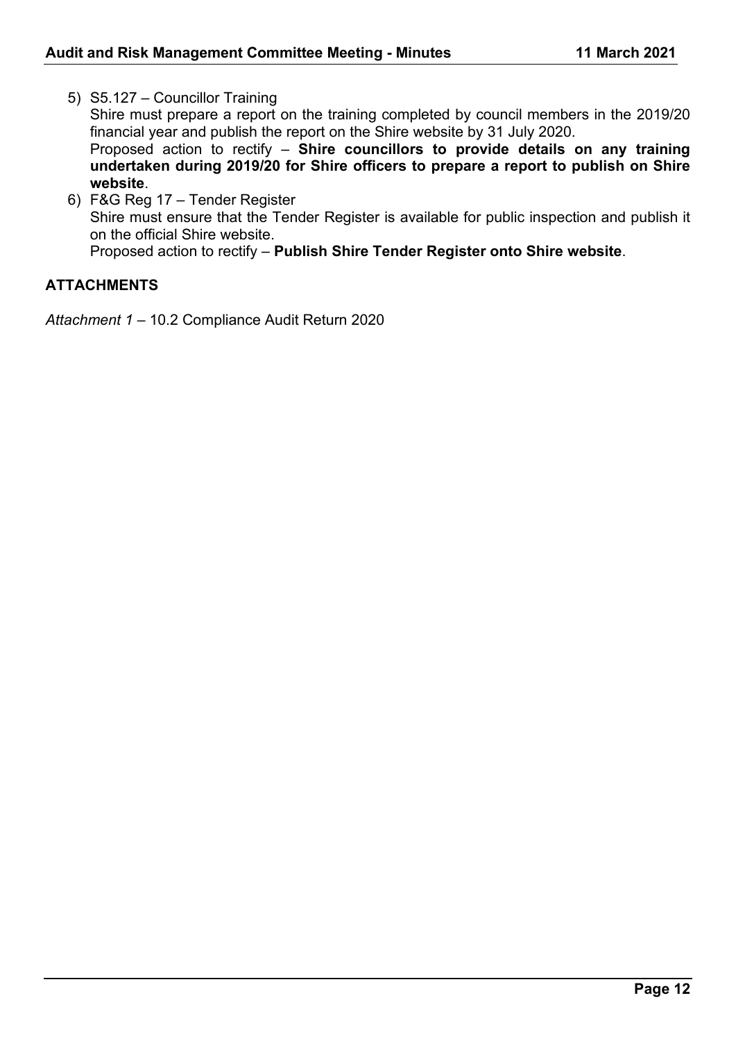5) S5.127 – Councillor Training
   Shire must prepare a report on the training completed by council members in the 2019/20 financial year and publish the report on the Shire website by 31 July 2020.
   Proposed action to rectify – **Shire councillors to provide details on any training undertaken during 2019/20 for Shire officers to prepare a report to publish on Shire website**.
6) F&G Reg 17 – Tender Register
   Shire must ensure that the Tender Register is available for public inspection and publish it on the official Shire website.
   Proposed action to rectify – **Publish Shire Tender Register onto Shire website**.

**ATTACHMENTS**

*Attachment 1* – 10.2 Compliance Audit Return 2020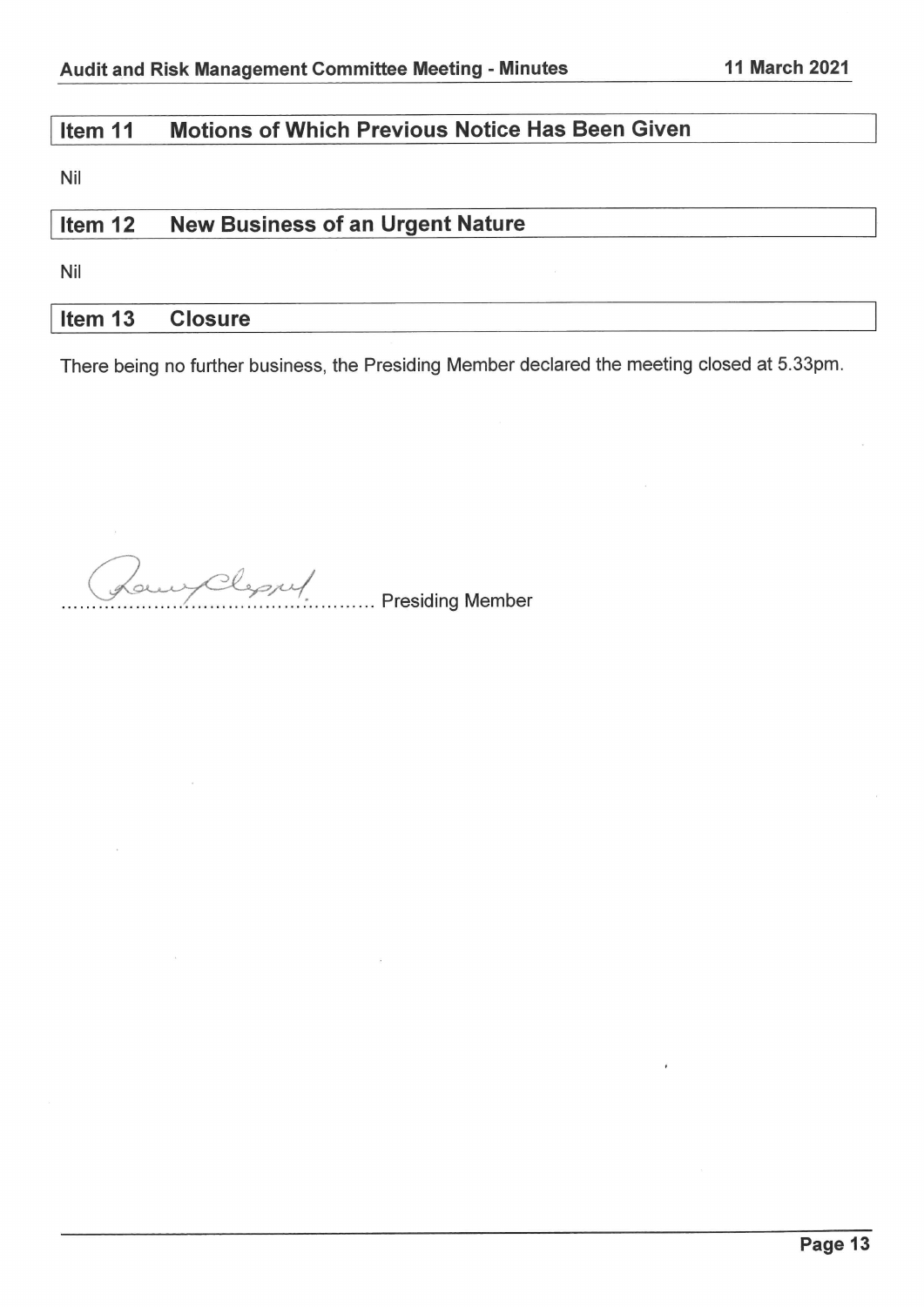## Item 11 Motions of Which Previous Notice Has Been Given

Nil

## Item 12 New Business of an Urgent Nature

Nil

## Item 13 Closure

There being no further business, the Presiding Member declared the meeting closed at 5.33pm.

................................................... Presiding Member